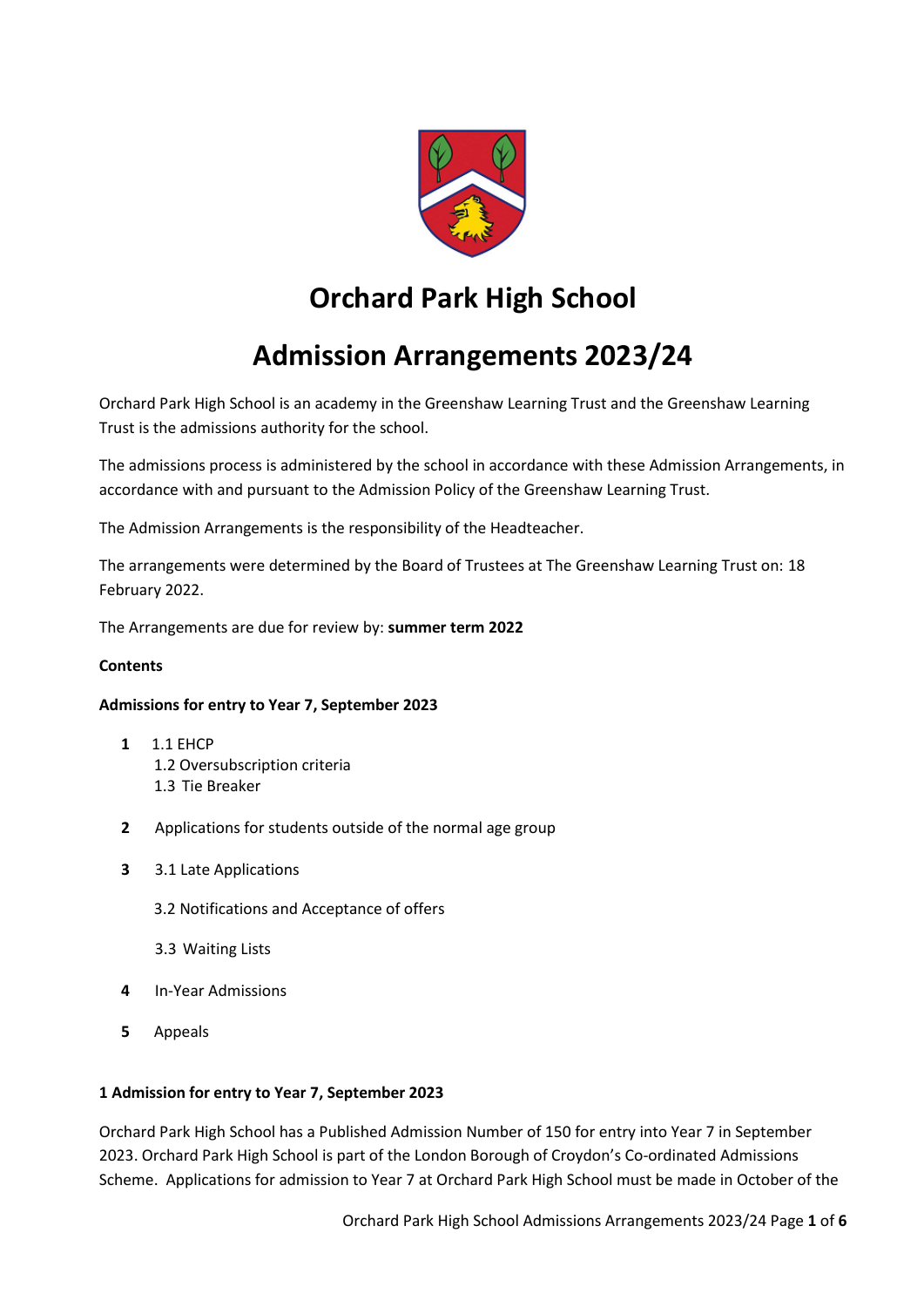# Orchard Park High School

# Admission Arrangements 2023/24

Orchard Park High School is an academy in the Greenshaw Learning Trust and the Greenshaw Learning Trust is the admissions authority for the school.

The admissions process is administered by the school in accordance with these Admission Arrangements, in accordance with and pursuant to the Admission Policy of the Greenshaw Learning Trust.

The Admission Arrangements is the responsibility of the Headteacher.

The arrangements were determined by the Board of Trustees at The Greenshaw Learning Trust on: 18 February 2022.

The Arrangements are due for review by: **summer term 2022**

**Contents**

**Admissions for entry to Year 7, September 2023**

**1** 1.1 EHCP
  1.2 Oversubscription criteria
  1.3 Tie Breaker

**2** Applications for students outside of the normal age group

**3** 3.1 Late Applications

  3.2 Notifications and Acceptance of offers

  3.3 Waiting Lists

**4** In-Year Admissions

**5** Appeals

**1 Admission for entry to Year 7, September 2023**

Orchard Park High School has a Published Admission Number of 150 for entry into Year 7 in September 2023. Orchard Park High School is part of the London Borough of Croydon's Co-ordinated Admissions Scheme. Applications for admission to Year 7 at Orchard Park High School must be made in October of the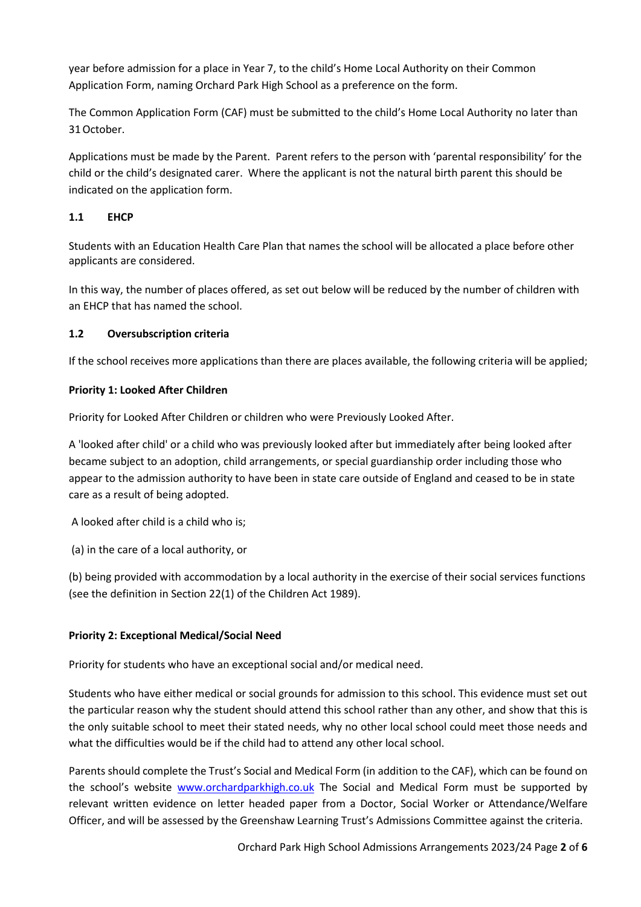year before admission for a place in Year 7, to the child's Home Local Authority on their Common Application Form, naming Orchard Park High School as a preference on the form.

The Common Application Form (CAF) must be submitted to the child's Home Local Authority no later than 31 October.

Applications must be made by the Parent. Parent refers to the person with 'parental responsibility' for the child or the child's designated carer. Where the applicant is not the natural birth parent this should be indicated on the application form.

### 1.1 EHCP

Students with an Education Health Care Plan that names the school will be allocated a place before other applicants are considered.

In this way, the number of places offered, as set out below will be reduced by the number of children with an EHCP that has named the school.

### 1.2 Oversubscription criteria

If the school receives more applications than there are places available, the following criteria will be applied;

**Priority 1: Looked After Children**

Priority for Looked After Children or children who were Previously Looked After.

A 'looked after child' or a child who was previously looked after but immediately after being looked after became subject to an adoption, child arrangements, or special guardianship order including those who appear to the admission authority to have been in state care outside of England and ceased to be in state care as a result of being adopted.

A looked after child is a child who is;

(a) in the care of a local authority, or

(b) being provided with accommodation by a local authority in the exercise of their social services functions (see the definition in Section 22(1) of the Children Act 1989).

**Priority 2: Exceptional Medical/Social Need**

Priority for students who have an exceptional social and/or medical need.

Students who have either medical or social grounds for admission to this school. This evidence must set out the particular reason why the student should attend this school rather than any other, and show that this is the only suitable school to meet their stated needs, why no other local school could meet those needs and what the difficulties would be if the child had to attend any other local school.

Parents should complete the Trust's Social and Medical Form (in addition to the CAF), which can be found on the school's website www.orchardparkhigh.co.uk The Social and Medical Form must be supported by relevant written evidence on letter headed paper from a Doctor, Social Worker or Attendance/Welfare Officer, and will be assessed by the Greenshaw Learning Trust's Admissions Committee against the criteria.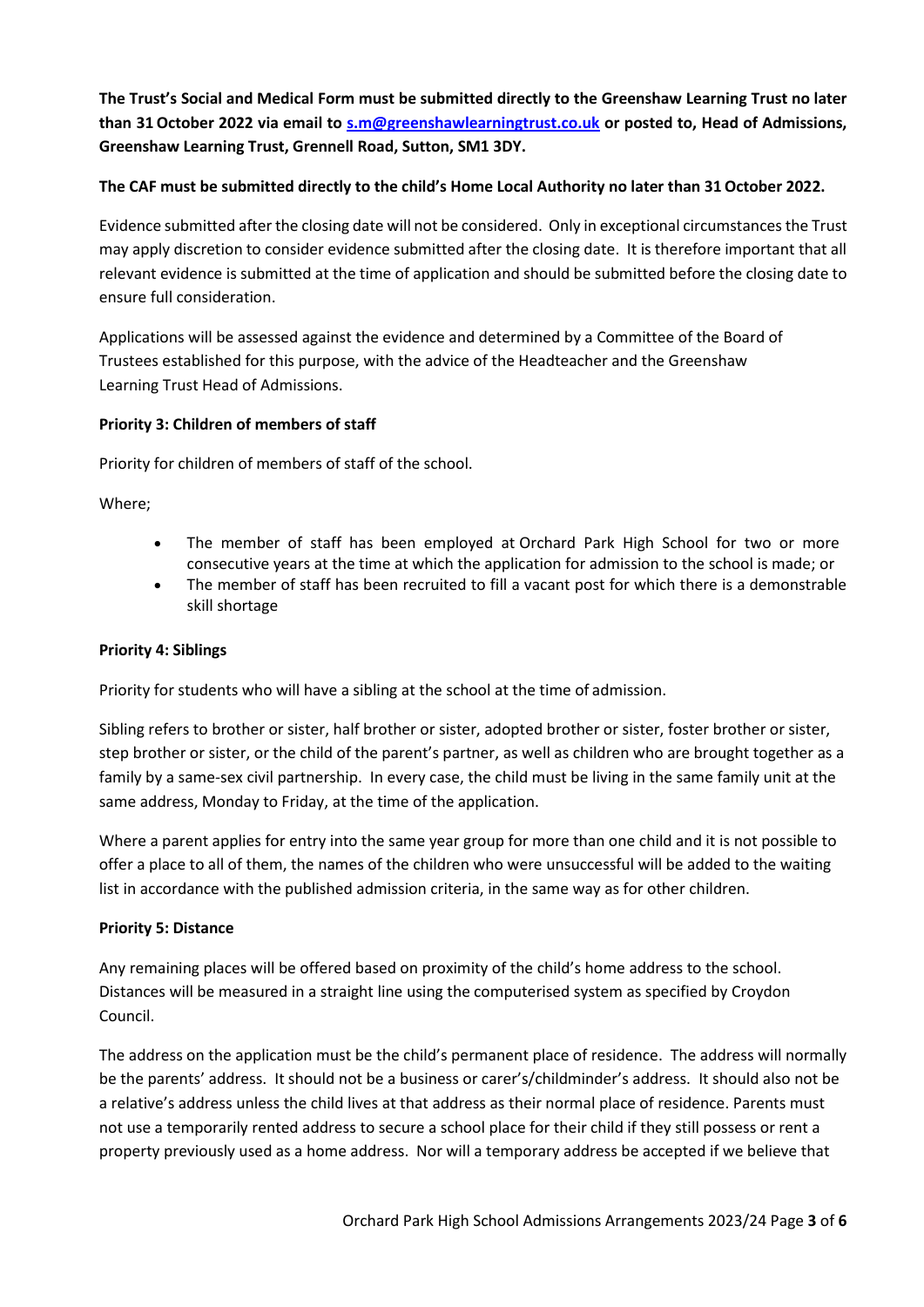**The Trust's Social and Medical Form must be submitted directly to the Greenshaw Learning Trust no later than 31 October 2022 via email to [s.m@greenshawlearningtrust.co.uk](mailto:s.m@greenshawlearningtrust.co.uk) or posted to, Head of Admissions, Greenshaw Learning Trust, Grennell Road, Sutton, SM1 3DY.**

**The CAF must be submitted directly to the child's Home Local Authority no later than 31 October 2022.**

Evidence submitted after the closing date will not be considered. Only in exceptional circumstances the Trust may apply discretion to consider evidence submitted after the closing date. It is therefore important that all relevant evidence is submitted at the time of application and should be submitted before the closing date to ensure full consideration.

Applications will be assessed against the evidence and determined by a Committee of the Board of Trustees established for this purpose, with the advice of the Headteacher and the Greenshaw Learning Trust Head of Admissions.

**Priority 3: Children of members of staff**

Priority for children of members of staff of the school.

Where;

- The member of staff has been employed at Orchard Park High School for two or more consecutive years at the time at which the application for admission to the school is made; or
- The member of staff has been recruited to fill a vacant post for which there is a demonstrable skill shortage

**Priority 4: Siblings**

Priority for students who will have a sibling at the school at the time of admission.

Sibling refers to brother or sister, half brother or sister, adopted brother or sister, foster brother or sister, step brother or sister, or the child of the parent's partner, as well as children who are brought together as a family by a same-sex civil partnership. In every case, the child must be living in the same family unit at the same address, Monday to Friday, at the time of the application.

Where a parent applies for entry into the same year group for more than one child and it is not possible to offer a place to all of them, the names of the children who were unsuccessful will be added to the waiting list in accordance with the published admission criteria, in the same way as for other children.

**Priority 5: Distance**

Any remaining places will be offered based on proximity of the child's home address to the school. Distances will be measured in a straight line using the computerised system as specified by Croydon Council.

The address on the application must be the child's permanent place of residence. The address will normally be the parents' address. It should not be a business or carer's/childminder's address. It should also not be a relative's address unless the child lives at that address as their normal place of residence. Parents must not use a temporarily rented address to secure a school place for their child if they still possess or rent a property previously used as a home address. Nor will a temporary address be accepted if we believe that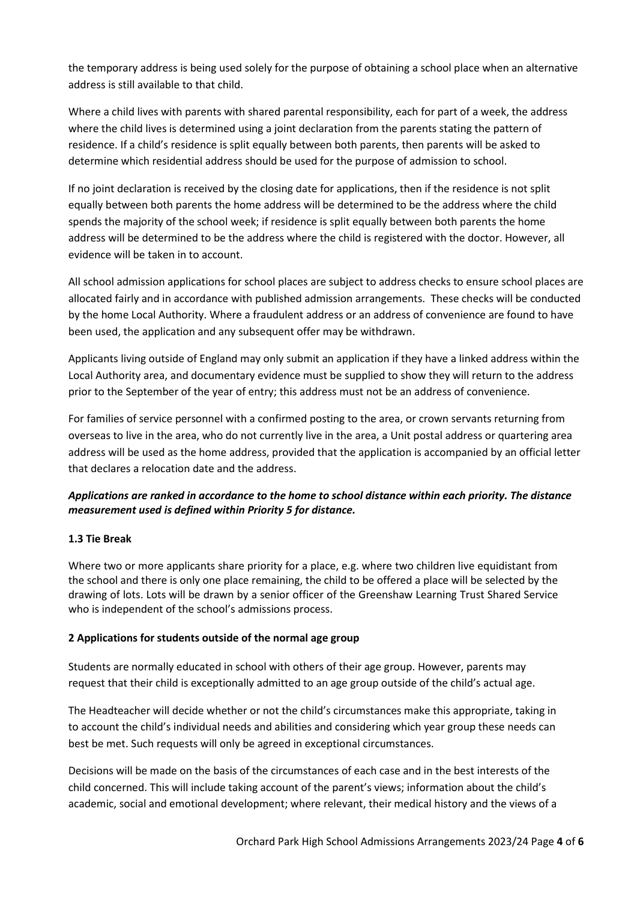the temporary address is being used solely for the purpose of obtaining a school place when an alternative address is still available to that child.

Where a child lives with parents with shared parental responsibility, each for part of a week, the address where the child lives is determined using a joint declaration from the parents stating the pattern of residence. If a child's residence is split equally between both parents, then parents will be asked to determine which residential address should be used for the purpose of admission to school.

If no joint declaration is received by the closing date for applications, then if the residence is not split equally between both parents the home address will be determined to be the address where the child spends the majority of the school week; if residence is split equally between both parents the home address will be determined to be the address where the child is registered with the doctor. However, all evidence will be taken in to account.

All school admission applications for school places are subject to address checks to ensure school places are allocated fairly and in accordance with published admission arrangements. These checks will be conducted by the home Local Authority. Where a fraudulent address or an address of convenience are found to have been used, the application and any subsequent offer may be withdrawn.

Applicants living outside of England may only submit an application if they have a linked address within the Local Authority area, and documentary evidence must be supplied to show they will return to the address prior to the September of the year of entry; this address must not be an address of convenience.

For families of service personnel with a confirmed posting to the area, or crown servants returning from overseas to live in the area, who do not currently live in the area, a Unit postal address or quartering area address will be used as the home address, provided that the application is accompanied by an official letter that declares a relocation date and the address.

***Applications are ranked in accordance to the home to school distance within each priority. The distance measurement used is defined within Priority 5 for distance.***

**1.3 Tie Break**

Where two or more applicants share priority for a place, e.g. where two children live equidistant from the school and there is only one place remaining, the child to be offered a place will be selected by the drawing of lots. Lots will be drawn by a senior officer of the Greenshaw Learning Trust Shared Service who is independent of the school's admissions process.

**2 Applications for students outside of the normal age group**

Students are normally educated in school with others of their age group. However, parents may request that their child is exceptionally admitted to an age group outside of the child's actual age.

The Headteacher will decide whether or not the child's circumstances make this appropriate, taking in to account the child's individual needs and abilities and considering which year group these needs can best be met. Such requests will only be agreed in exceptional circumstances.

Decisions will be made on the basis of the circumstances of each case and in the best interests of the child concerned. This will include taking account of the parent's views; information about the child's academic, social and emotional development; where relevant, their medical history and the views of a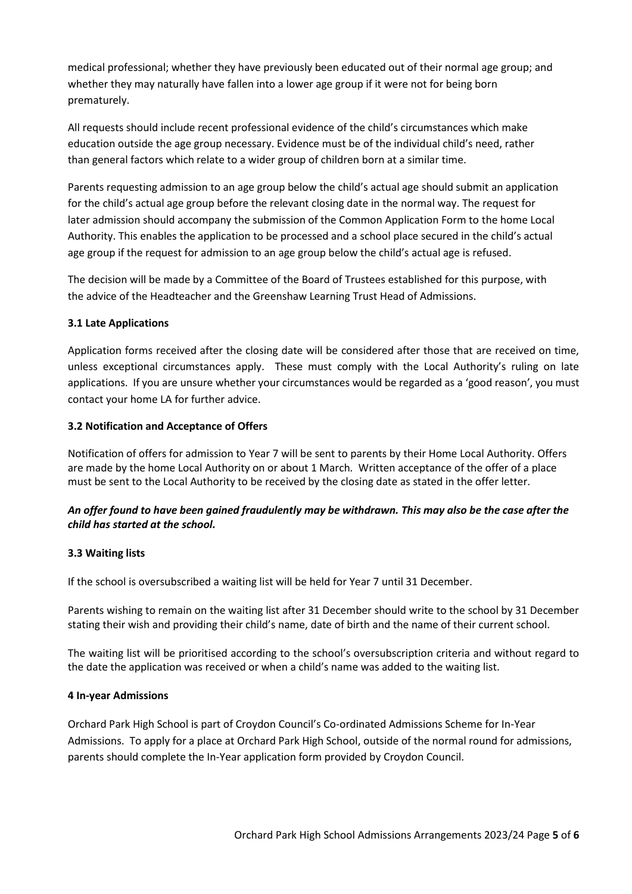medical professional; whether they have previously been educated out of their normal age group; and whether they may naturally have fallen into a lower age group if it were not for being born prematurely.

All requests should include recent professional evidence of the child's circumstances which make education outside the age group necessary. Evidence must be of the individual child's need, rather than general factors which relate to a wider group of children born at a similar time.

Parents requesting admission to an age group below the child's actual age should submit an application for the child's actual age group before the relevant closing date in the normal way. The request for later admission should accompany the submission of the Common Application Form to the home Local Authority. This enables the application to be processed and a school place secured in the child's actual age group if the request for admission to an age group below the child's actual age is refused.

The decision will be made by a Committee of the Board of Trustees established for this purpose, with the advice of the Headteacher and the Greenshaw Learning Trust Head of Admissions.

### 3.1 Late Applications

Application forms received after the closing date will be considered after those that are received on time, unless exceptional circumstances apply. These must comply with the Local Authority's ruling on late applications. If you are unsure whether your circumstances would be regarded as a 'good reason', you must contact your home LA for further advice.

### 3.2 Notification and Acceptance of Offers

Notification of offers for admission to Year 7 will be sent to parents by their Home Local Authority. Offers are made by the home Local Authority on or about 1 March. Written acceptance of the offer of a place must be sent to the Local Authority to be received by the closing date as stated in the offer letter.

***An offer found to have been gained fraudulently may be withdrawn. This may also be the case after the child has started at the school.***

### 3.3 Waiting lists

If the school is oversubscribed a waiting list will be held for Year 7 until 31 December.

Parents wishing to remain on the waiting list after 31 December should write to the school by 31 December stating their wish and providing their child's name, date of birth and the name of their current school.

The waiting list will be prioritised according to the school's oversubscription criteria and without regard to the date the application was received or when a child's name was added to the waiting list.

## 4 In-year Admissions

Orchard Park High School is part of Croydon Council's Co-ordinated Admissions Scheme for In-Year Admissions. To apply for a place at Orchard Park High School, outside of the normal round for admissions, parents should complete the In-Year application form provided by Croydon Council.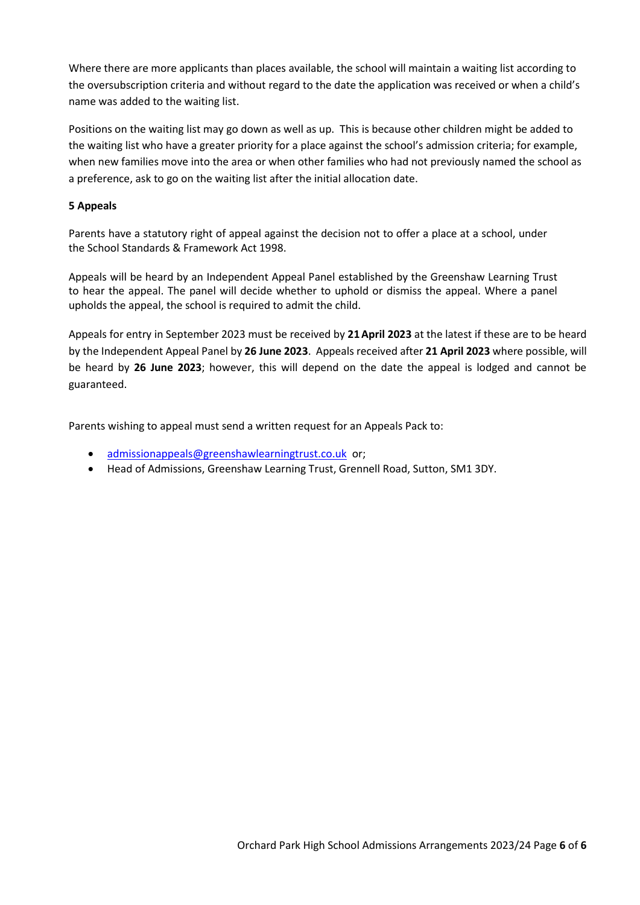Where there are more applicants than places available, the school will maintain a waiting list according to the oversubscription criteria and without regard to the date the application was received or when a child's name was added to the waiting list.

Positions on the waiting list may go down as well as up. This is because other children might be added to the waiting list who have a greater priority for a place against the school's admission criteria; for example, when new families move into the area or when other families who had not previously named the school as a preference, ask to go on the waiting list after the initial allocation date.

### 5 Appeals

Parents have a statutory right of appeal against the decision not to offer a place at a school, under the School Standards & Framework Act 1998.

Appeals will be heard by an Independent Appeal Panel established by the Greenshaw Learning Trust to hear the appeal. The panel will decide whether to uphold or dismiss the appeal. Where a panel upholds the appeal, the school is required to admit the child.

Appeals for entry in September 2023 must be received by **21 April 2023** at the latest if these are to be heard by the Independent Appeal Panel by **26 June 2023**. Appeals received after **21 April 2023** where possible, will be heard by **26 June 2023**; however, this will depend on the date the appeal is lodged and cannot be guaranteed.

Parents wishing to appeal must send a written request for an Appeals Pack to:

- admissionappeals@greenshawlearningtrust.co.uk or;
- Head of Admissions, Greenshaw Learning Trust, Grennell Road, Sutton, SM1 3DY.